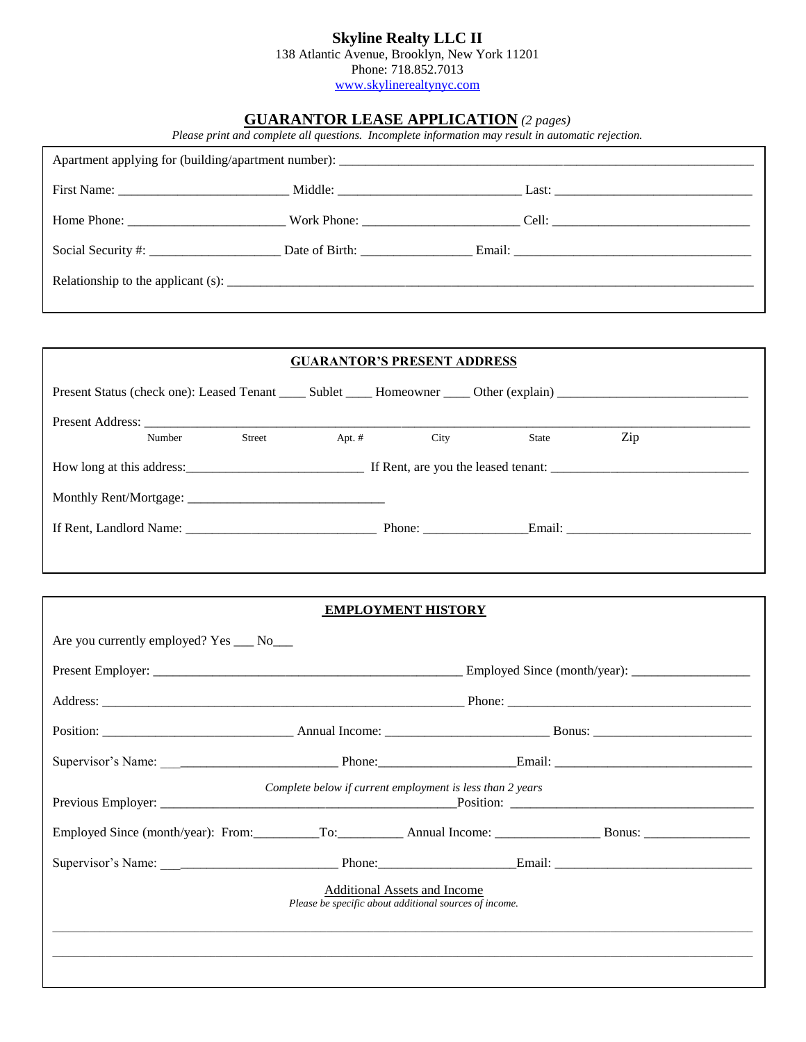**Skyline Realty LLC II**
138 Atlantic Avenue, Brooklyn, New York 11201
Phone: 718.852.7013
www.skylinerealtynyc.com

# GUARANTOR LEASE APPLICATION *(2 pages)*

*Please print and complete all questions. Incomplete information may result in automatic rejection.*

Apartment applying for (building/apartment number): ____________________________________________

First Name: ______________________ Middle: _______________________ Last: _________________________

Home Phone: ____________________ Work Phone: ____________________ Cell: _________________________

Social Security #: _________________ Date of Birth: ______________ Email: ______________________________

Relationship to the applicant (s): ____________________________________________________________

## GUARANTOR'S PRESENT ADDRESS

Present Status (check one): Leased Tenant ____ Sublet ____ Homeowner ____ Other (explain) ________________________

Present Address: ______________________________________________________________________
Number Street Apt. # City State Zip

How long at this address:______________________ If Rent, are you the leased tenant: __________________________

Monthly Rent/Mortgage: _________________________

If Rent, Landlord Name: _________________________ Phone: _____________Email: ________________________

## EMPLOYMENT HISTORY

Are you currently employed? Yes ___ No___

Present Employer: ________________________________________ Employed Since (month/year): ________________

Address: _______________________________________________ Phone: _________________________________

Position: _________________________ Annual Income: _____________________ Bonus: _____________________

Supervisor's Name: ___________________________ Phone:___________________Email: ___________________________

*Complete below if current employment is less than 2 years*

Previous Employer: ________________________________________Position: __________________________________

Employed Since (month/year): From:_________To:_________ Annual Income: _______________ Bonus: _______________

Supervisor's Name: ___________________________ Phone:___________________Email: ___________________________

Additional Assets and Income

*Please be specific about additional sources of income.*

______________________________________________________________________________________________

______________________________________________________________________________________________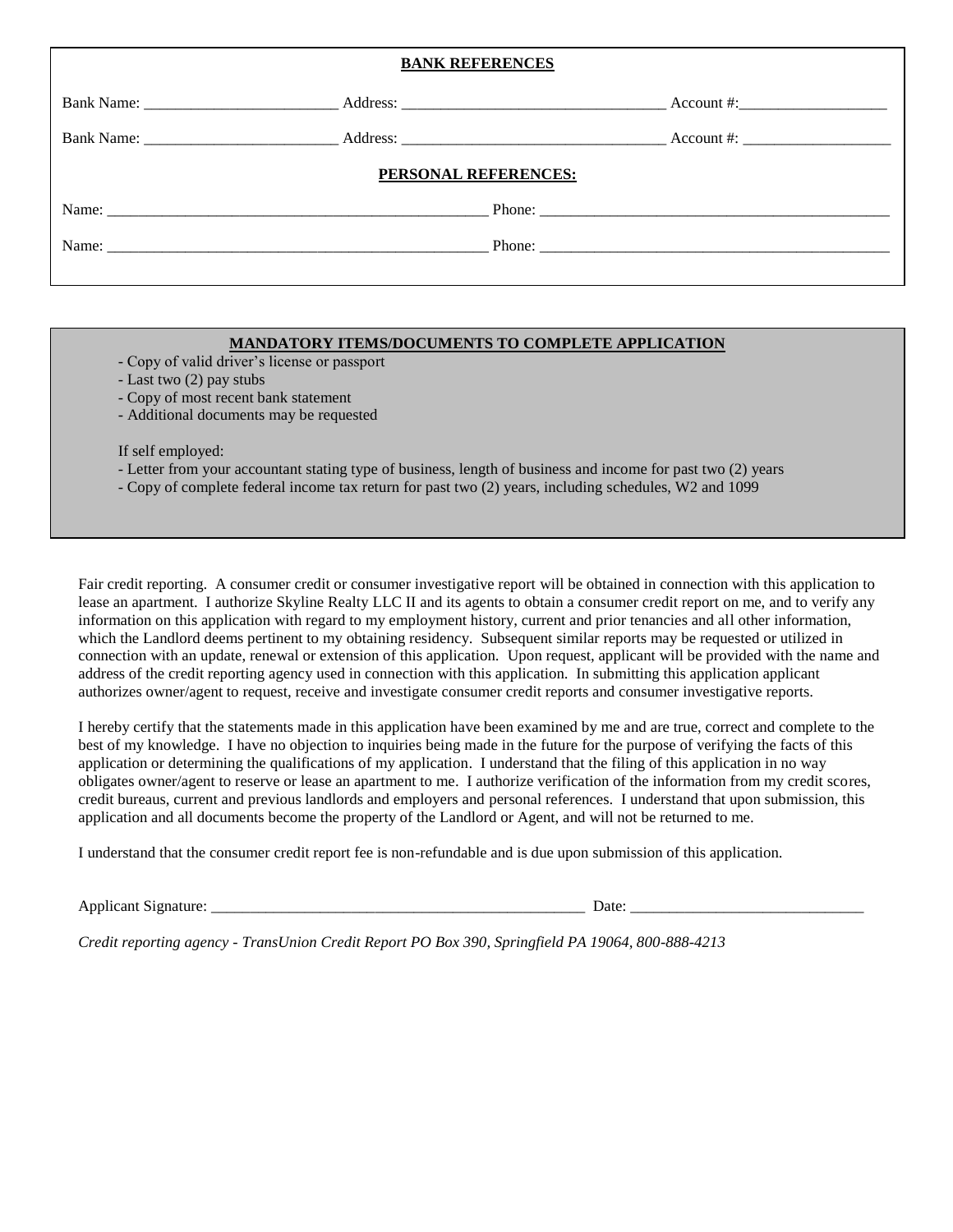**BANK REFERENCES**

Bank Name: ________________________ Address: __________________________________ Account #:___________________

Bank Name: ________________________ Address: __________________________________ Account #: ___________________

**PERSONAL REFERENCES:**

Name: __________________________________________________ Phone: ______________________________________________

Name: __________________________________________________ Phone: ______________________________________________

**MANDATORY ITEMS/DOCUMENTS TO COMPLETE APPLICATION**

- Copy of valid driver's license or passport
- Last two (2) pay stubs
- Copy of most recent bank statement
- Additional documents may be requested

If self employed:

- Letter from your accountant stating type of business, length of business and income for past two (2) years
- Copy of complete federal income tax return for past two (2) years, including schedules, W2 and 1099

Fair credit reporting. A consumer credit or consumer investigative report will be obtained in connection with this application to lease an apartment. I authorize Skyline Realty LLC II and its agents to obtain a consumer credit report on me, and to verify any information on this application with regard to my employment history, current and prior tenancies and all other information, which the Landlord deems pertinent to my obtaining residency. Subsequent similar reports may be requested or utilized in connection with an update, renewal or extension of this application. Upon request, applicant will be provided with the name and address of the credit reporting agency used in connection with this application. In submitting this application applicant authorizes owner/agent to request, receive and investigate consumer credit reports and consumer investigative reports.

I hereby certify that the statements made in this application have been examined by me and are true, correct and complete to the best of my knowledge. I have no objection to inquiries being made in the future for the purpose of verifying the facts of this application or determining the qualifications of my application. I understand that the filing of this application in no way obligates owner/agent to reserve or lease an apartment to me. I authorize verification of the information from my credit scores, credit bureaus, current and previous landlords and employers and personal references. I understand that upon submission, this application and all documents become the property of the Landlord or Agent, and will not be returned to me.

I understand that the consumer credit report fee is non-refundable and is due upon submission of this application.

Applicant Signature: __________________________________________________ Date: ______________________________

*Credit reporting agency - TransUnion Credit Report PO Box 390, Springfield PA 19064, 800-888-4213*